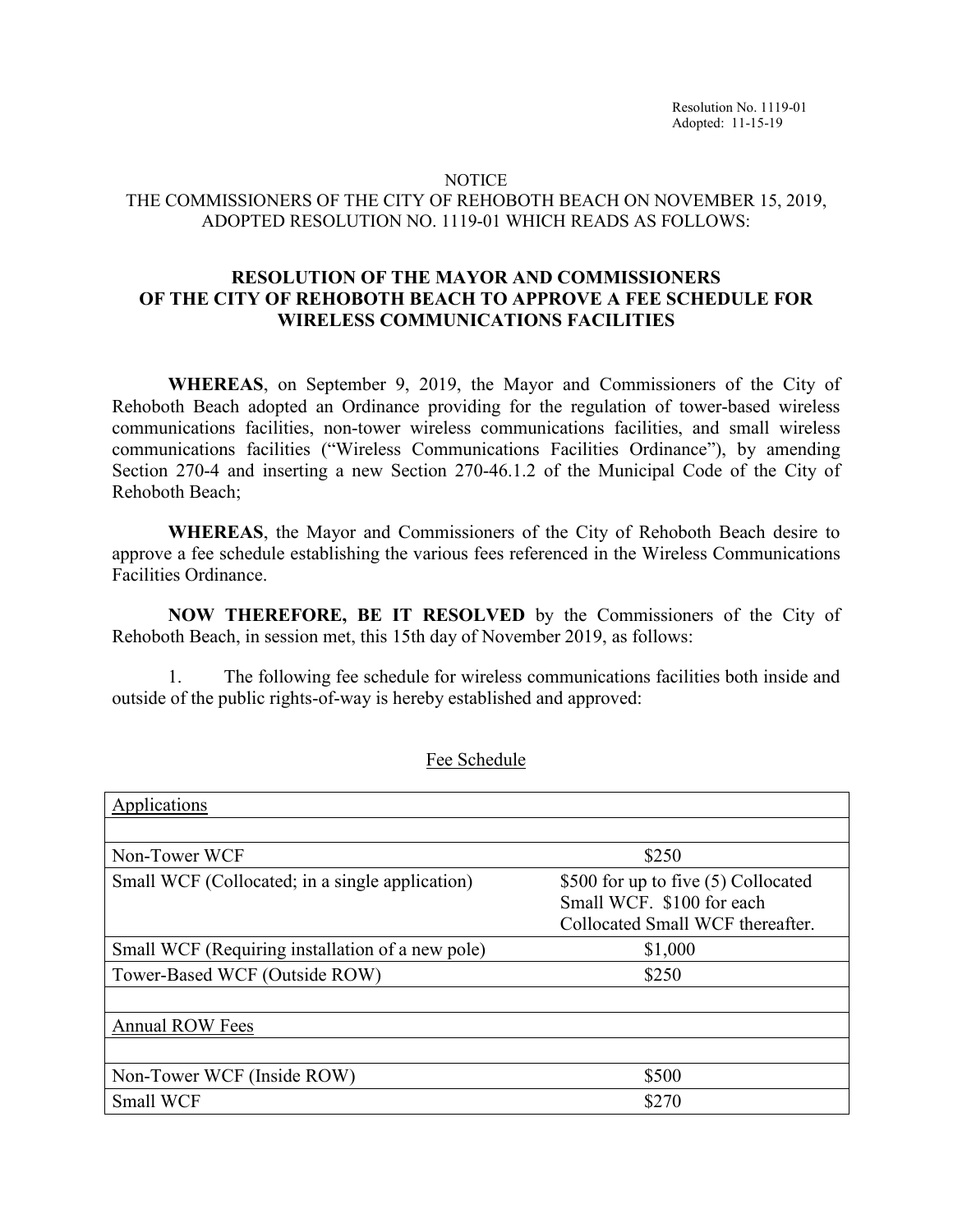Resolution No. 1119-01
Adopted: 11-15-19

NOTICE
THE COMMISSIONERS OF THE CITY OF REHOBOTH BEACH ON NOVEMBER 15, 2019, ADOPTED RESOLUTION NO. 1119-01 WHICH READS AS FOLLOWS:

## RESOLUTION OF THE MAYOR AND COMMISSIONERS OF THE CITY OF REHOBOTH BEACH TO APPROVE A FEE SCHEDULE FOR WIRELESS COMMUNICATIONS FACILITIES

**WHEREAS**, on September 9, 2019, the Mayor and Commissioners of the City of Rehoboth Beach adopted an Ordinance providing for the regulation of tower-based wireless communications facilities, non-tower wireless communications facilities, and small wireless communications facilities ("Wireless Communications Facilities Ordinance"), by amending Section 270-4 and inserting a new Section 270-46.1.2 of the Municipal Code of the City of Rehoboth Beach;

**WHEREAS**, the Mayor and Commissioners of the City of Rehoboth Beach desire to approve a fee schedule establishing the various fees referenced in the Wireless Communications Facilities Ordinance.

**NOW THEREFORE, BE IT RESOLVED** by the Commissioners of the City of Rehoboth Beach, in session met, this 15th day of November 2019, as follows:

1. The following fee schedule for wireless communications facilities both inside and outside of the public rights-of-way is hereby established and approved:

Fee Schedule

| Applications | |
|---|---|
| | |
| Non-Tower WCF | $250 |
| Small WCF (Collocated; in a single application) | $500 for up to five (5) Collocated Small WCF. $100 for each Collocated Small WCF thereafter. |
| Small WCF (Requiring installation of a new pole) | $1,000 |
| Tower-Based WCF (Outside ROW) | $250 |
| | |
| Annual ROW Fees | |
| | |
| Non-Tower WCF (Inside ROW) | $500 |
| Small WCF | $270 |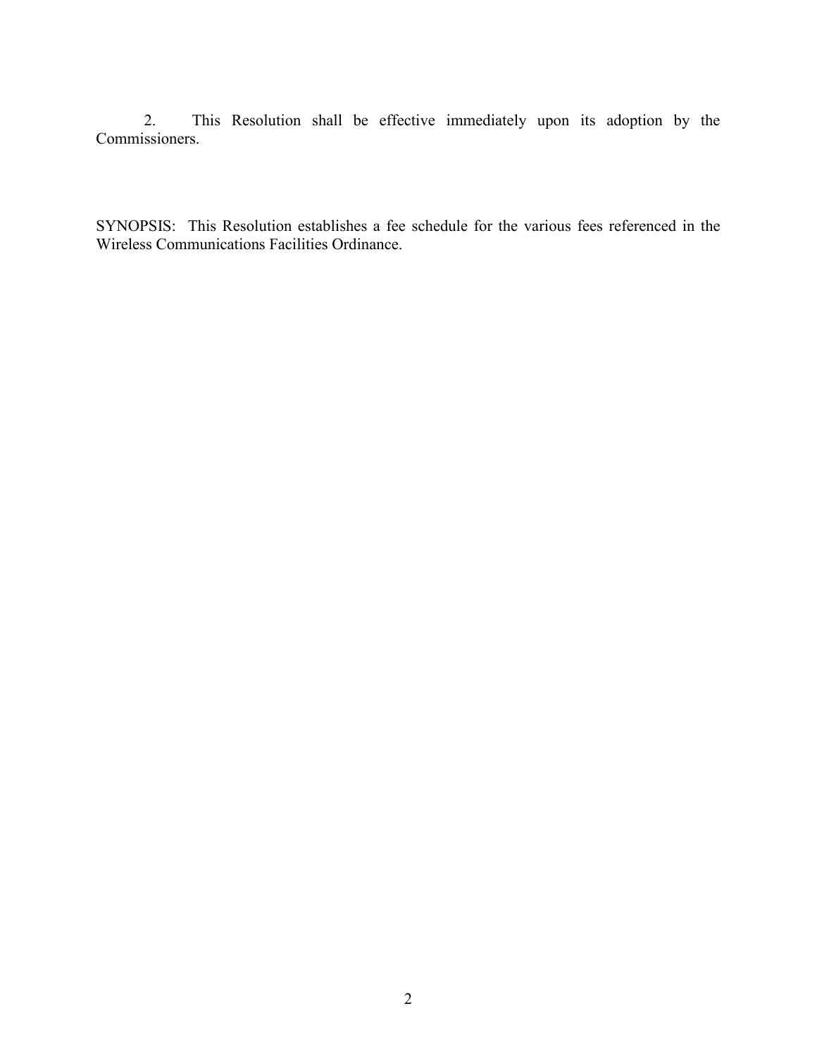2. This Resolution shall be effective immediately upon its adoption by the Commissioners.

SYNOPSIS: This Resolution establishes a fee schedule for the various fees referenced in the Wireless Communications Facilities Ordinance.